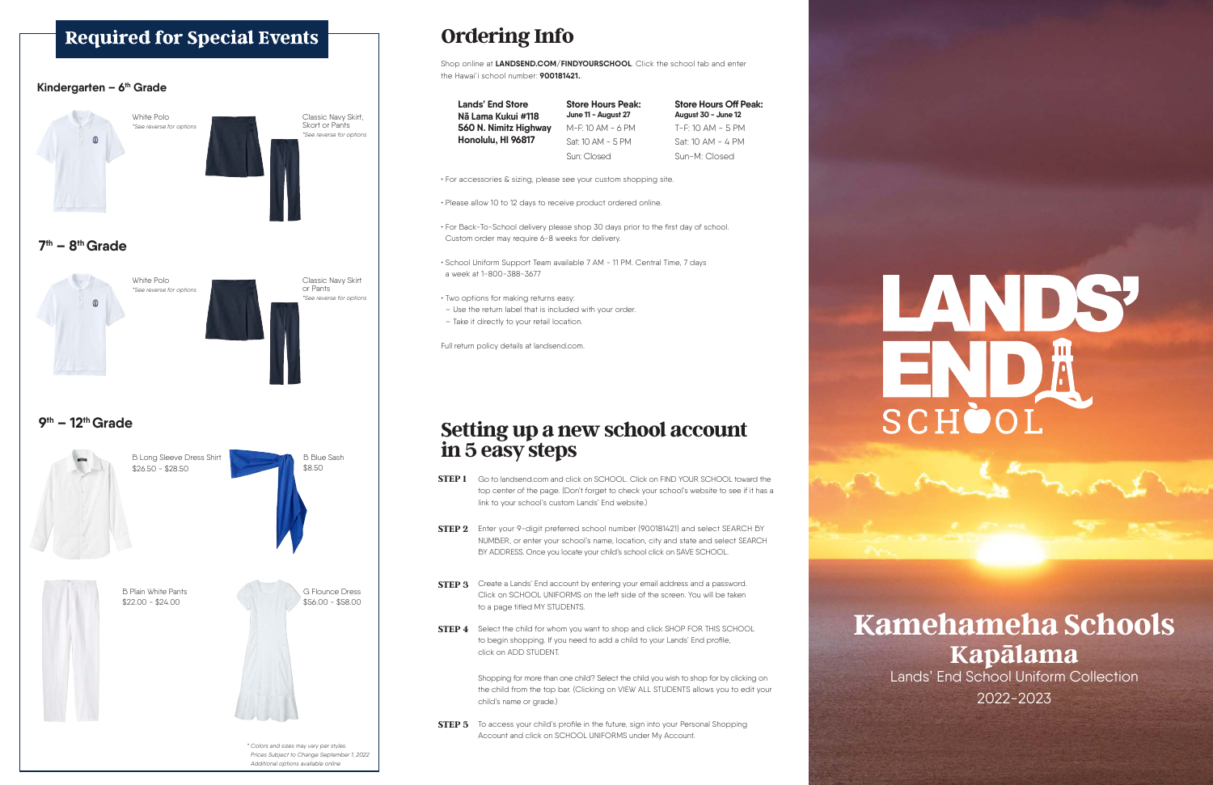## Required for Special Events

### Kindergarten – 6th Grade

White Polo
*\*See reverse for options*

Classic Navy Skirt, Skort or Pants
*\*See reverse for options*

### 7th – 8th Grade

White Polo
*\*See reverse for options*

Classic Navy Skirt or Pants
*\*See reverse for options*

### 9th – 12th Grade

B Long Sleeve Dress Shirt
$26.50 - $28.50

B Blue Sash
$8.50

B Plain White Pants
$22.00 - $24.00

G Flounce Dress
$56.00 - $58.00

*\* Colors and sizes may vary per styles.*
*Prices Subject to Change September 1, 2022*
*Additional options available online*

# Ordering Info

Shop online at **LANDSEND.COM/FINDYOURSCHOOL**. Click the school tab and enter the Hawai'i school number: **900181421.**

| **Lands' End Store** | **Store Hours Peak:** June 11 - August 27 | **Store Hours Off Peak:** August 30 - June 12 |
|---|---|---|
| **Nā Lama Kukui #118** | M-F: 10 AM - 6 PM | T-F: 10 AM - 5 PM |
| **560 N. Nimitz Highway** | Sat: 10 AM - 5 PM | Sat: 10 AM - 4 PM |
| **Honolulu, HI 96817** | Sun: Closed | Sun-M: Closed |

- For accessories & sizing, please see your custom shopping site.
- Please allow 10 to 12 days to receive product ordered online.
- For Back-To-School delivery please shop 30 days prior to the first day of school. Custom order may require 6-8 weeks for delivery.
- School Uniform Support Team available 7 AM - 11 PM. Central Time, 7 days a week at 1-800-388-3677
- Two options for making returns easy:
  - Use the return label that is included with your order.
  - Take it directly to your retail location.

Full return policy details at landsend.com.

# Setting up a new school account in 5 easy steps

**STEP 1** Go to landsend.com and click on SCHOOL. Click on FIND YOUR SCHOOL toward the top center of the page. (Don't forget to check your school's website to see if it has a link to your school's custom Lands' End website.)

**STEP 2** Enter your 9-digit preferred school number (900181421) and select SEARCH BY NUMBER, or enter your school's name, location, city and state and select SEARCH BY ADDRESS. Once you locate your child's school click on SAVE SCHOOL.

**STEP 3** Create a Lands' End account by entering your email address and a password. Click on SCHOOL UNIFORMS on the left side of the screen. You will be taken to a page titled MY STUDENTS.

**STEP 4** Select the child for whom you want to shop and click SHOP FOR THIS SCHOOL to begin shopping. If you need to add a child to your Lands' End profile, click on ADD STUDENT.

Shopping for more than one child? Select the child you wish to shop for by clicking on the child from the top bar. (Clicking on VIEW ALL STUDENTS allows you to edit your child's name or grade.)

**STEP 5** To access your child's profile in the future, sign into your Personal Shopping Account and click on SCHOOL UNIFORMS under My Account.

LANDS' END SCHOOL

# Kamehameha Schools
## Kapālama

Lands' End School Uniform Collection
2022-2023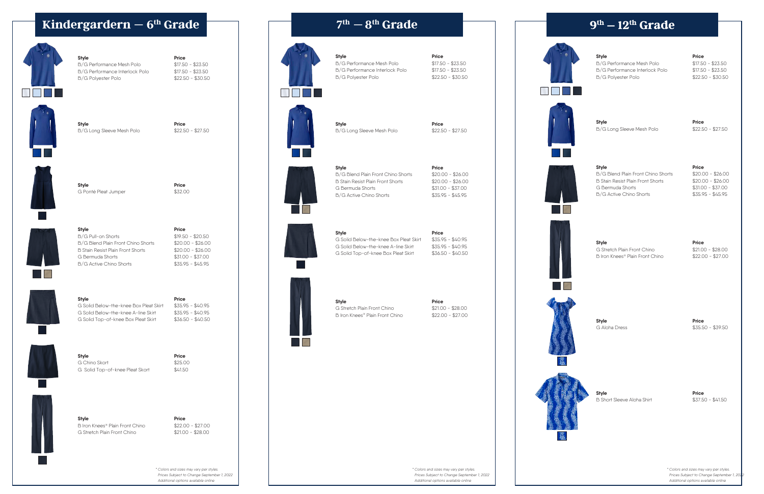## Kindergardern — 6th Grade

| Style | Price |
| --- | --- |
| B/G Performance Mesh Polo | $17.50 - $23.50 |
| B/G Performance Interlock Polo | $17.50 - $23.50 |
| B/G Polyester Polo | $22.50 - $30.50 |

| Style | Price |
| --- | --- |
| B/G Long Sleeve Mesh Polo | $22.50 - $27.50 |

| Style | Price |
| --- | --- |
| G Ponté Pleat Jumper | $32.00 |

| Style | Price |
| --- | --- |
| B/G Pull-on Shorts | $19.50 - $20.50 |
| B/G Blend Plain Front Chino Shorts | $20.00 - $26.00 |
| B Stain Resist Plain Front Shorts | $20.00 - $26.00 |
| G Bermuda Shorts | $31.00 - $37.00 |
| B/G Active Chino Shorts | $35.95 - $45.95 |

| Style | Price |
| --- | --- |
| G Solid Below-the-knee Box Pleat Skirt | $35.95 - $40.95 |
| G Solid Below-the-knee A-line Skirt | $35.95 - $40.95 |
| G Solid Top-of-knee Box Pleat Skirt | $36.50 - $40.50 |

| Style | Price |
| --- | --- |
| G Chino Skort | $25.00 |
| G Solid Top-of-knee Pleat Skort | $41.50 |

| Style | Price |
| --- | --- |
| B Iron Knees® Plain Front Chino | $22.00 - $27.00 |
| G Stretch Plain Front Chino | $21.00 - $28.00 |

*\* Colors and sizes may vary per styles.*
*Prices Subject to Change September 1, 2022*
*Additional options available online*

## 7th — 8th Grade

| Style | Price |
| --- | --- |
| B/G Performance Mesh Polo | $17.50 - $23.50 |
| B/G Performance Interlock Polo | $17.50 - $23.50 |
| B/G Polyester Polo | $22.50 - $30.50 |

| Style | Price |
| --- | --- |
| B/G Long Sleeve Mesh Polo | $22.50 - $27.50 |

| Style | Price |
| --- | --- |
| B/G Blend Plain Front Chino Shorts | $20.00 - $26.00 |
| B Stain Resist Plain Front Shorts | $20.00 - $26.00 |
| G Bermuda Shorts | $31.00 - $37.00 |
| B/G Active Chino Shorts | $35.95 - $45.95 |

| Style | Price |
| --- | --- |
| G Solid Below-the-knee Box Pleat Skirt | $35.95 - $40.95 |
| G Solid Below-the-knee A-line Skirt | $35.95 - $40.95 |
| G Solid Top-of-knee Box Pleat Skirt | $36.50 - $40.50 |

| Style | Price |
| --- | --- |
| G Stretch Plain Front Chino | $21.00 - $28.00 |
| B Iron Knees® Plain Front Chino | $22.00 - $27.00 |

*\* Colors and sizes may vary per styles.*
*Prices Subject to Change September 1, 2022*
*Additional options available online*

## 9th — 12th Grade

| Style | Price |
| --- | --- |
| B/G Performance Mesh Polo | $17.50 - $23.50 |
| B/G Performance Interlock Polo | $17.50 - $23.50 |
| B/G Polyester Polo | $22.50 - $30.50 |

| Style | Price |
| --- | --- |
| B/G Long Sleeve Mesh Polo | $22.50 - $27.50 |

| Style | Price |
| --- | --- |
| B/G Blend Plain Front Chino Shorts | $20.00 - $26.00 |
| B Stain Resist Plain Front Shorts | $20.00 - $26.00 |
| G Bermuda Shorts | $31.00 - $37.00 |
| B/G Active Chino Shorts | $35.95 - $45.95 |

| Style | Price |
| --- | --- |
| G Stretch Plain Front Chino | $21.00 - $28.00 |
| B Iron Knees® Plain Front Chino | $22.00 - $27.00 |

| Style | Price |
| --- | --- |
| G Aloha Dress | $35.50 - $39.50 |

| Style | Price |
| --- | --- |
| B Short Sleeve Aloha Shirt | $37.50 - $41.50 |

*\* Colors and sizes may vary per styles.*
*Prices Subject to Change September 1, 2022*
*Additional options available online*